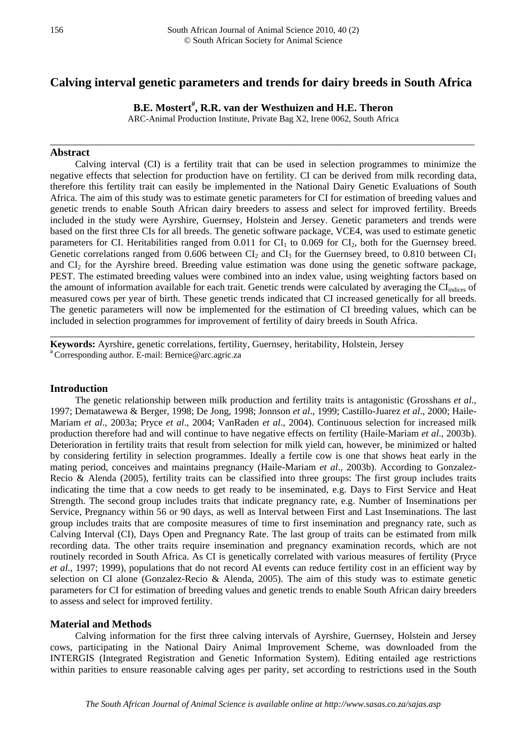# Calving interval genetic parameters and trends for dairy breeds in South Africa

**B.E. Mostert[#], R.R. van der Westhuizen and H.E. Theron**

ARC-Animal Production Institute, Private Bag X2, Irene 0062, South Africa

---

## Abstract

Calving interval (CI) is a fertility trait that can be used in selection programmes to minimize the negative effects that selection for production have on fertility. CI can be derived from milk recording data, therefore this fertility trait can easily be implemented in the National Dairy Genetic Evaluations of South Africa. The aim of this study was to estimate genetic parameters for CI for estimation of breeding values and genetic trends to enable South African dairy breeders to assess and select for improved fertility. Breeds included in the study were Ayrshire, Guernsey, Holstein and Jersey. Genetic parameters and trends were based on the first three CIs for all breeds. The genetic software package, VCE4, was used to estimate genetic parameters for CI. Heritabilities ranged from 0.011 for $CI_1$ to 0.069 for $CI_2$, both for the Guernsey breed. Genetic correlations ranged from 0.606 between $CI_2$ and $CI_3$ for the Guernsey breed, to 0.810 between $CI_1$ and $CI_2$ for the Ayrshire breed. Breeding value estimation was done using the genetic software package, PEST. The estimated breeding values were combined into an index value, using weighting factors based on the amount of information available for each trait. Genetic trends were calculated by averaging the $CI_{indices}$ of measured cows per year of birth. These genetic trends indicated that CI increased genetically for all breeds. The genetic parameters will now be implemented for the estimation of CI breeding values, which can be included in selection programmes for improvement of fertility of dairy breeds in South Africa.

---

**Keywords:** Ayrshire, genetic correlations, fertility, Guernsey, heritability, Holstein, Jersey

[#] Corresponding author. E-mail: Bernice@arc.agric.za

## Introduction

The genetic relationship between milk production and fertility traits is antagonistic (Grosshans *et al*., 1997; Dematawewa & Berger, 1998; De Jong, 1998; Jonnson *et al*., 1999; Castillo-Juarez *et al*., 2000; Haile-Mariam *et al*., 2003a; Pryce *et al*., 2004; VanRaden *et al*., 2004). Continuous selection for increased milk production therefore had and will continue to have negative effects on fertility (Haile-Mariam *et al*., 2003b). Deterioration in fertility traits that result from selection for milk yield can, however, be minimized or halted by considering fertility in selection programmes. Ideally a fertile cow is one that shows heat early in the mating period, conceives and maintains pregnancy (Haile-Mariam *et al*., 2003b). According to Gonzalez-Recio & Alenda (2005), fertility traits can be classified into three groups: The first group includes traits indicating the time that a cow needs to get ready to be inseminated, e.g. Days to First Service and Heat Strength. The second group includes traits that indicate pregnancy rate, e.g. Number of Inseminations per Service, Pregnancy within 56 or 90 days, as well as Interval between First and Last Inseminations. The last group includes traits that are composite measures of time to first insemination and pregnancy rate, such as Calving Interval (CI), Days Open and Pregnancy Rate. The last group of traits can be estimated from milk recording data. The other traits require insemination and pregnancy examination records, which are not routinely recorded in South Africa. As CI is genetically correlated with various measures of fertility (Pryce *et al*., 1997; 1999), populations that do not record AI events can reduce fertility cost in an efficient way by selection on CI alone (Gonzalez-Recio & Alenda, 2005). The aim of this study was to estimate genetic parameters for CI for estimation of breeding values and genetic trends to enable South African dairy breeders to assess and select for improved fertility.

## Material and Methods

Calving information for the first three calving intervals of Ayrshire, Guernsey, Holstein and Jersey cows, participating in the National Dairy Animal Improvement Scheme, was downloaded from the INTERGIS (Integrated Registration and Genetic Information System). Editing entailed age restrictions within parities to ensure reasonable calving ages per parity, set according to restrictions used in the South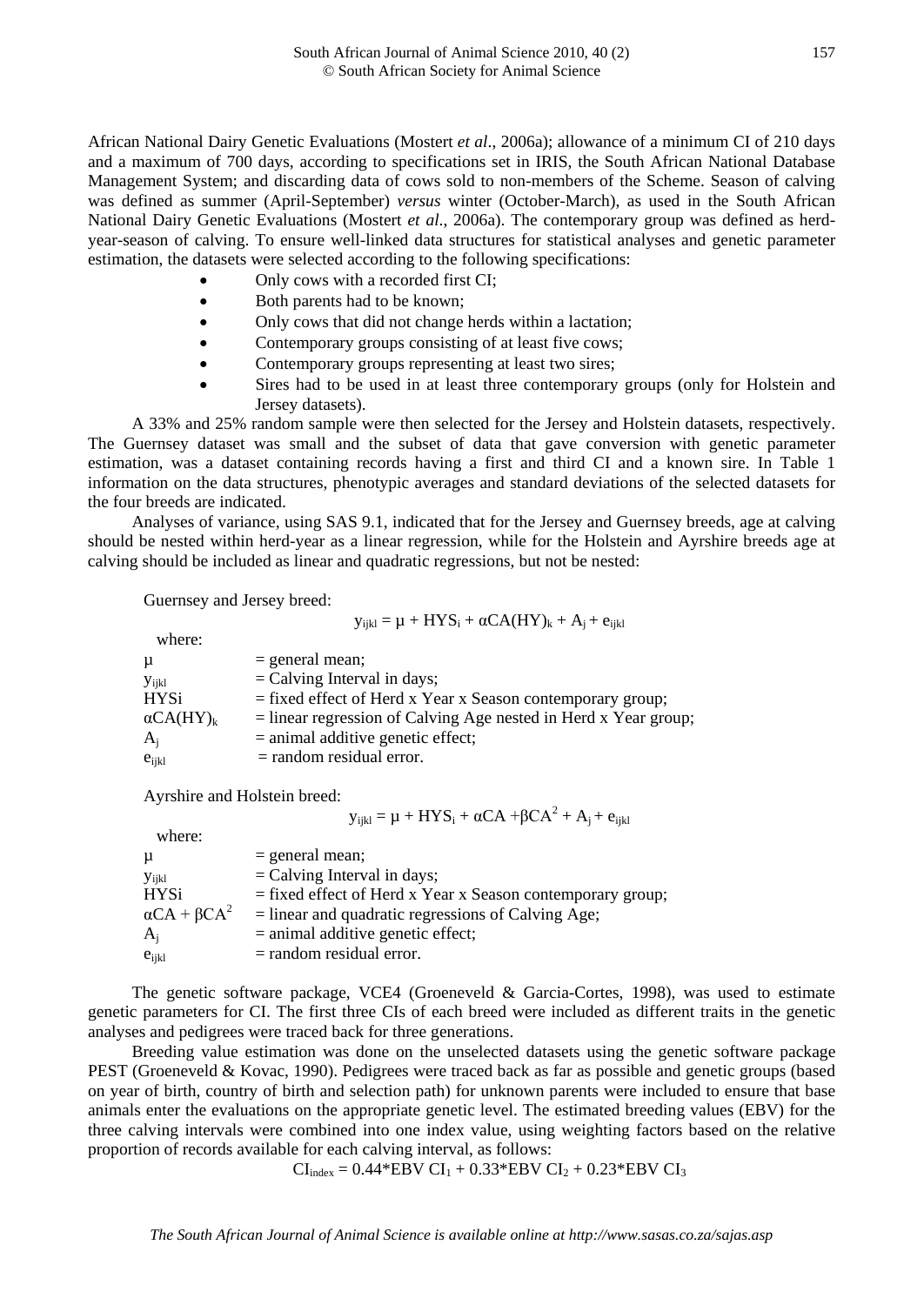African National Dairy Genetic Evaluations (Mostert *et al*., 2006a); allowance of a minimum CI of 210 days and a maximum of 700 days, according to specifications set in IRIS, the South African National Database Management System; and discarding data of cows sold to non-members of the Scheme. Season of calving was defined as summer (April-September) *versus* winter (October-March), as used in the South African National Dairy Genetic Evaluations (Mostert *et al*., 2006a). The contemporary group was defined as herd-year-season of calving. To ensure well-linked data structures for statistical analyses and genetic parameter estimation, the datasets were selected according to the following specifications:

- Only cows with a recorded first CI;
- Both parents had to be known;
- Only cows that did not change herds within a lactation;
- Contemporary groups consisting of at least five cows;
- Contemporary groups representing at least two sires;
- Sires had to be used in at least three contemporary groups (only for Holstein and Jersey datasets).

A 33% and 25% random sample were then selected for the Jersey and Holstein datasets, respectively. The Guernsey dataset was small and the subset of data that gave conversion with genetic parameter estimation, was a dataset containing records having a first and third CI and a known sire. In Table 1 information on the data structures, phenotypic averages and standard deviations of the selected datasets for the four breeds are indicated.

Analyses of variance, using SAS 9.1, indicated that for the Jersey and Guernsey breeds, age at calving should be nested within herd-year as a linear regression, while for the Holstein and Ayrshire breeds age at calving should be included as linear and quadratic regressions, but not be nested:

Guernsey and Jersey breed:

$$y_{ijkl} = \mu + HYS_i + \alpha CA(HY)_k + A_j + e_{ijkl}$$

where:

- $\mu$ = general mean;
- $y_{ijkl}$ = Calving Interval in days;
- $HYSi$ = fixed effect of Herd x Year x Season contemporary group;
- $\alpha CA(HY)_k$ = linear regression of Calving Age nested in Herd x Year group;
- $A_j$ = animal additive genetic effect;
- $e_{ijkl}$ = random residual error.

Ayrshire and Holstein breed:

$$y_{ijkl} = \mu + HYS_i + \alpha CA + \beta CA^2 + A_j + e_{ijkl}$$

where:

- $\mu$ = general mean;
- $y_{ijkl}$ = Calving Interval in days;
- $HYSi$ = fixed effect of Herd x Year x Season contemporary group;
- $\alpha CA + \beta CA^2$ = linear and quadratic regressions of Calving Age;
- $A_j$ = animal additive genetic effect;
- $e_{ijkl}$ = random residual error.

The genetic software package, VCE4 (Groeneveld & Garcia-Cortes, 1998), was used to estimate genetic parameters for CI. The first three CIs of each breed were included as different traits in the genetic analyses and pedigrees were traced back for three generations.

Breeding value estimation was done on the unselected datasets using the genetic software package PEST (Groeneveld & Kovac, 1990). Pedigrees were traced back as far as possible and genetic groups (based on year of birth, country of birth and selection path) for unknown parents were included to ensure that base animals enter the evaluations on the appropriate genetic level. The estimated breeding values (EBV) for the three calving intervals were combined into one index value, using weighting factors based on the relative proportion of records available for each calving interval, as follows:

$$CI_{index} = 0.44*EBV\ CI_1 + 0.33*EBV\ CI_2 + 0.23*EBV\ CI_3$$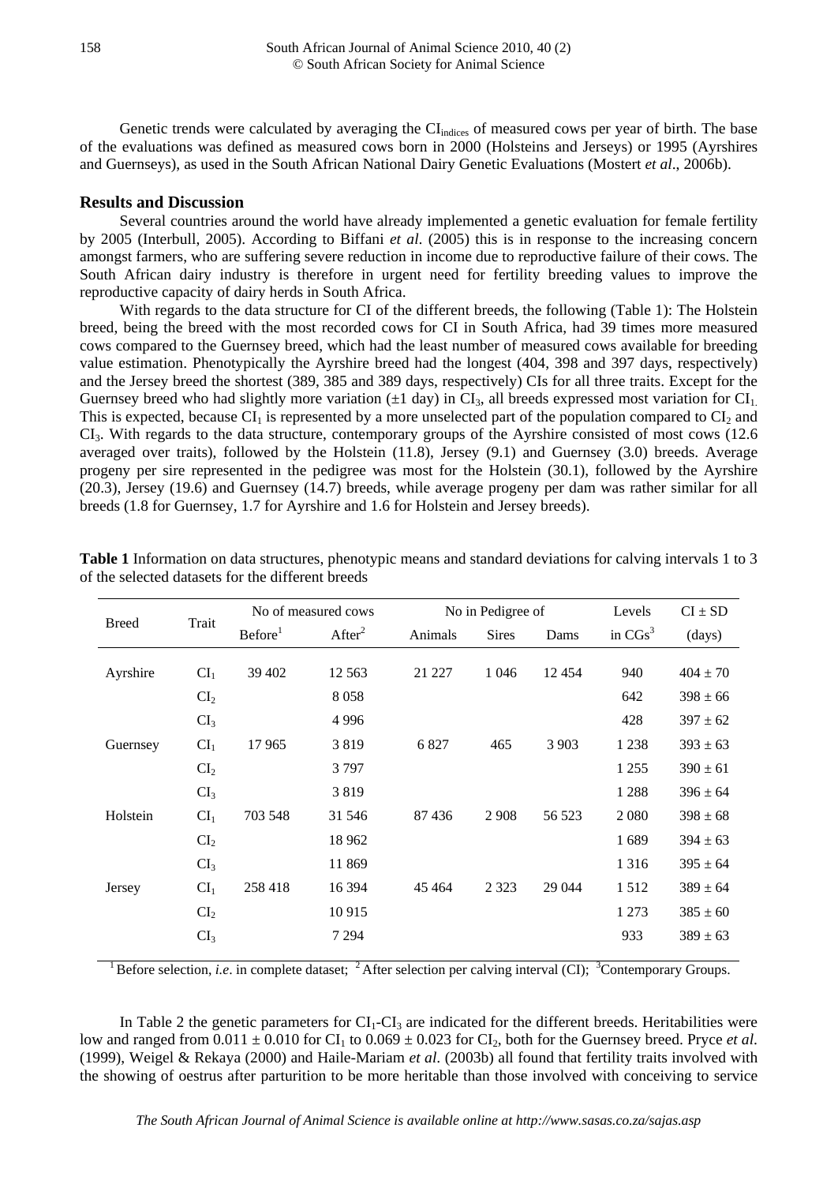Genetic trends were calculated by averaging the $CI_{indices}$ of measured cows per year of birth. The base of the evaluations was defined as measured cows born in 2000 (Holsteins and Jerseys) or 1995 (Ayrshires and Guernseys), as used in the South African National Dairy Genetic Evaluations (Mostert *et al*., 2006b).

## Results and Discussion

Several countries around the world have already implemented a genetic evaluation for female fertility by 2005 (Interbull, 2005). According to Biffani *et al*. (2005) this is in response to the increasing concern amongst farmers, who are suffering severe reduction in income due to reproductive failure of their cows. The South African dairy industry is therefore in urgent need for fertility breeding values to improve the reproductive capacity of dairy herds in South Africa.

With regards to the data structure for CI of the different breeds, the following (Table 1): The Holstein breed, being the breed with the most recorded cows for CI in South Africa, had 39 times more measured cows compared to the Guernsey breed, which had the least number of measured cows available for breeding value estimation. Phenotypically the Ayrshire breed had the longest (404, 398 and 397 days, respectively) and the Jersey breed the shortest (389, 385 and 389 days, respectively) CIs for all three traits. Except for the Guernsey breed who had slightly more variation (±1 day) in $CI_3$, all breeds expressed most variation for $CI_1$. This is expected, because $CI_1$ is represented by a more unselected part of the population compared to $CI_2$ and $CI_3$. With regards to the data structure, contemporary groups of the Ayrshire consisted of most cows (12.6 averaged over traits), followed by the Holstein (11.8), Jersey (9.1) and Guernsey (3.0) breeds. Average progeny per sire represented in the pedigree was most for the Holstein (30.1), followed by the Ayrshire (20.3), Jersey (19.6) and Guernsey (14.7) breeds, while average progeny per dam was rather similar for all breeds (1.8 for Guernsey, 1.7 for Ayrshire and 1.6 for Holstein and Jersey breeds).

**Table 1** Information on data structures, phenotypic means and standard deviations for calving intervals 1 to 3 of the selected datasets for the different breeds

| Breed | Trait | No of measured cows | | No in Pedigree of | | | Levels | CI ± SD |
|---|---|---|---|---|---|---|---|---|
| | | Before[1] | After[2] | Animals | Sires | Dams | in CGs[3] | (days) |
| Ayrshire | $CI_1$ | 39 402 | 12 563 | 21 227 | 1 046 | 12 454 | 940 | 404 ± 70 |
| | $CI_2$ | | 8 058 | | | | 642 | 398 ± 66 |
| | $CI_3$ | | 4 996 | | | | 428 | 397 ± 62 |
| Guernsey | $CI_1$ | 17 965 | 3 819 | 6 827 | 465 | 3 903 | 1 238 | 393 ± 63 |
| | $CI_2$ | | 3 797 | | | | 1 255 | 390 ± 61 |
| | $CI_3$ | | 3 819 | | | | 1 288 | 396 ± 64 |
| Holstein | $CI_1$ | 703 548 | 31 546 | 87 436 | 2 908 | 56 523 | 2 080 | 398 ± 68 |
| | $CI_2$ | | 18 962 | | | | 1 689 | 394 ± 63 |
| | $CI_3$ | | 11 869 | | | | 1 316 | 395 ± 64 |
| Jersey | $CI_1$ | 258 418 | 16 394 | 45 464 | 2 323 | 29 044 | 1 512 | 389 ± 64 |
| | $CI_2$ | | 10 915 | | | | 1 273 | 385 ± 60 |
| | $CI_3$ | | 7 294 | | | | 933 | 389 ± 63 |

[1] Before selection, *i.e*. in complete dataset; [2] After selection per calving interval (CI); [3] Contemporary Groups.

In Table 2 the genetic parameters for $CI_1$-$CI_3$ are indicated for the different breeds. Heritabilities were low and ranged from 0.011 ± 0.010 for $CI_1$ to 0.069 ± 0.023 for $CI_2$, both for the Guernsey breed. Pryce *et al*. (1999), Weigel & Rekaya (2000) and Haile-Mariam *et al*. (2003b) all found that fertility traits involved with the showing of oestrus after parturition to be more heritable than those involved with conceiving to service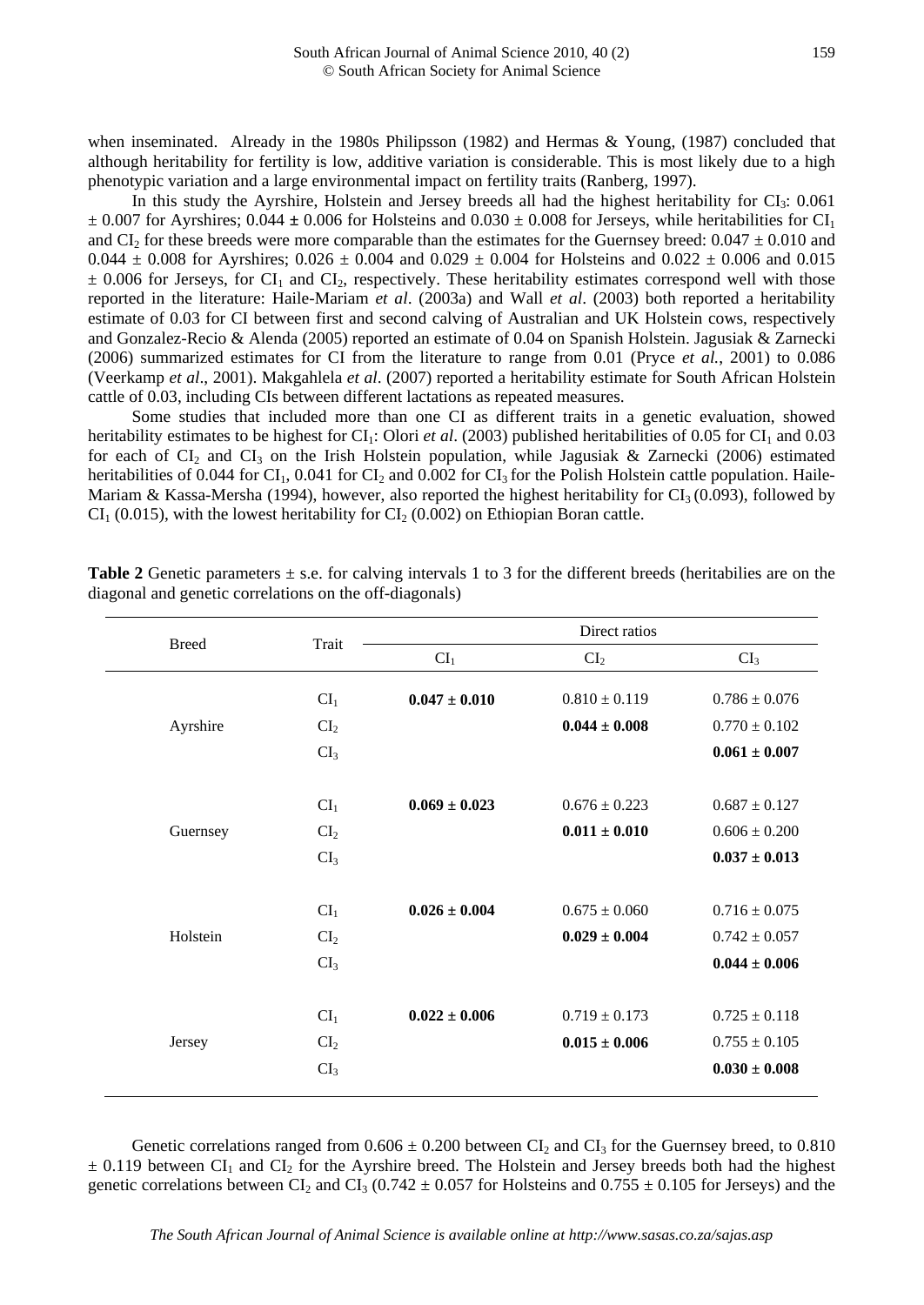when inseminated. Already in the 1980s Philipsson (1982) and Hermas & Young, (1987) concluded that although heritability for fertility is low, additive variation is considerable. This is most likely due to a high phenotypic variation and a large environmental impact on fertility traits (Ranberg, 1997).

In this study the Ayrshire, Holstein and Jersey breeds all had the highest heritability for $CI_3$: 0.061 ± 0.007 for Ayrshires; 0.044 **±** 0.006 for Holsteins and 0.030 ± 0.008 for Jerseys, while heritabilities for $CI_1$ and $CI_2$ for these breeds were more comparable than the estimates for the Guernsey breed: 0.047 ± 0.010 and 0.044 ± 0.008 for Ayrshires; 0.026 ± 0.004 and 0.029 ± 0.004 for Holsteins and 0.022 ± 0.006 and 0.015 ± 0.006 for Jerseys, for $CI_1$ and $CI_2$, respectively. These heritability estimates correspond well with those reported in the literature: Haile-Mariam *et al*. (2003a) and Wall *et al*. (2003) both reported a heritability estimate of 0.03 for CI between first and second calving of Australian and UK Holstein cows, respectively and Gonzalez-Recio & Alenda (2005) reported an estimate of 0.04 on Spanish Holstein. Jagusiak & Zarnecki (2006) summarized estimates for CI from the literature to range from 0.01 (Pryce *et al.*, 2001) to 0.086 (Veerkamp *et al*., 2001). Makgahlela *et al*. (2007) reported a heritability estimate for South African Holstein cattle of 0.03, including CIs between different lactations as repeated measures.

Some studies that included more than one CI as different traits in a genetic evaluation, showed heritability estimates to be highest for $CI_1$: Olori *et al*. (2003) published heritabilities of 0.05 for $CI_1$ and 0.03 for each of $CI_2$ and $CI_3$ on the Irish Holstein population, while Jagusiak & Zarnecki (2006) estimated heritabilities of 0.044 for $CI_1$, 0.041 for $CI_2$ and 0.002 for $CI_3$ for the Polish Holstein cattle population. Haile-Mariam & Kassa-Mersha (1994), however, also reported the highest heritability for $CI_3$ (0.093), followed by $CI_1$ (0.015), with the lowest heritability for $CI_2$ (0.002) on Ethiopian Boran cattle.

**Table 2** Genetic parameters ± s.e. for calving intervals 1 to 3 for the different breeds (heritabilies are on the diagonal and genetic correlations on the off-diagonals)

| Breed | Trait | Direct ratios | | |
|---|---|---|---|---|
| | | $CI_1$ | $CI_2$ | $CI_3$ |
| Ayrshire | $CI_1$ | **0.047 ± 0.010** | 0.810 ± 0.119 | 0.786 ± 0.076 |
| | $CI_2$ | | **0.044 ± 0.008** | 0.770 ± 0.102 |
| | $CI_3$ | | | **0.061 ± 0.007** |
| Guernsey | $CI_1$ | **0.069 ± 0.023** | 0.676 ± 0.223 | 0.687 ± 0.127 |
| | $CI_2$ | | **0.011 ± 0.010** | 0.606 ± 0.200 |
| | $CI_3$ | | | **0.037 ± 0.013** |
| Holstein | $CI_1$ | **0.026 ± 0.004** | 0.675 ± 0.060 | 0.716 ± 0.075 |
| | $CI_2$ | | **0.029 ± 0.004** | 0.742 ± 0.057 |
| | $CI_3$ | | | **0.044 ± 0.006** |
| Jersey | $CI_1$ | **0.022 ± 0.006** | 0.719 ± 0.173 | 0.725 ± 0.118 |
| | $CI_2$ | | **0.015 ± 0.006** | 0.755 ± 0.105 |
| | $CI_3$ | | | **0.030 ± 0.008** |

Genetic correlations ranged from 0.606 ± 0.200 between $CI_2$ and $CI_3$ for the Guernsey breed, to 0.810 ± 0.119 between $CI_1$ and $CI_2$ for the Ayrshire breed. The Holstein and Jersey breeds both had the highest genetic correlations between $CI_2$ and $CI_3$ (0.742 ± 0.057 for Holsteins and 0.755 ± 0.105 for Jerseys) and the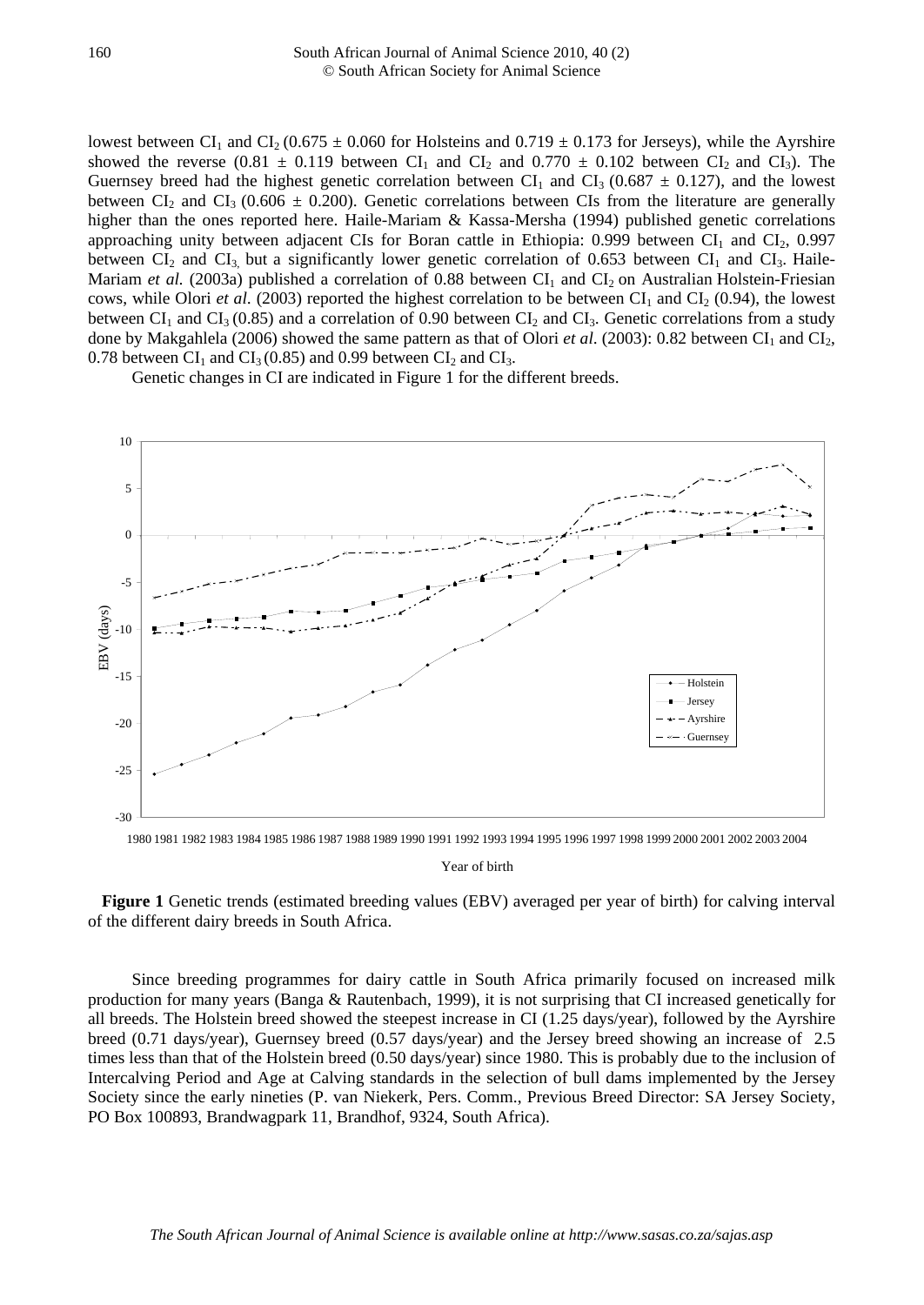lowest between $CI_1$ and $CI_2$ (0.675 ± 0.060 for Holsteins and 0.719 ± 0.173 for Jerseys), while the Ayrshire showed the reverse (0.81 ± 0.119 between $CI_1$ and $CI_2$ and 0.770 ± 0.102 between $CI_2$ and $CI_3$). The Guernsey breed had the highest genetic correlation between $CI_1$ and $CI_3$ (0.687 ± 0.127), and the lowest between $CI_2$ and $CI_3$ (0.606 ± 0.200). Genetic correlations between CIs from the literature are generally higher than the ones reported here. Haile-Mariam & Kassa-Mersha (1994) published genetic correlations approaching unity between adjacent CIs for Boran cattle in Ethiopia: 0.999 between $CI_1$ and $CI_2$, 0.997 between $CI_2$ and $CI_3$, but a significantly lower genetic correlation of 0.653 between $CI_1$ and $CI_3$. Haile-Mariam *et al.* (2003a) published a correlation of 0.88 between $CI_1$ and $CI_2$ on Australian Holstein-Friesian cows, while Olori *et al.* (2003) reported the highest correlation to be between $CI_1$ and $CI_2$ (0.94), the lowest between $CI_1$ and $CI_3$ (0.85) and a correlation of 0.90 between $CI_2$ and $CI_3$. Genetic correlations from a study done by Makgahlela (2006) showed the same pattern as that of Olori *et al.* (2003): 0.82 between $CI_1$ and $CI_2$, 0.78 between $CI_1$ and $CI_3$ (0.85) and 0.99 between $CI_2$ and $CI_3$.

Genetic changes in CI are indicated in Figure 1 for the different breeds.

**Figure 1** Genetic trends (estimated breeding values (EBV) averaged per year of birth) for calving interval of the different dairy breeds in South Africa.

Since breeding programmes for dairy cattle in South Africa primarily focused on increased milk production for many years (Banga & Rautenbach, 1999), it is not surprising that CI increased genetically for all breeds. The Holstein breed showed the steepest increase in CI (1.25 days/year), followed by the Ayrshire breed (0.71 days/year), Guernsey breed (0.57 days/year) and the Jersey breed showing an increase of 2.5 times less than that of the Holstein breed (0.50 days/year) since 1980. This is probably due to the inclusion of Intercalving Period and Age at Calving standards in the selection of bull dams implemented by the Jersey Society since the early nineties (P. van Niekerk, Pers. Comm., Previous Breed Director: SA Jersey Society, PO Box 100893, Brandwagpark 11, Brandhof, 9324, South Africa).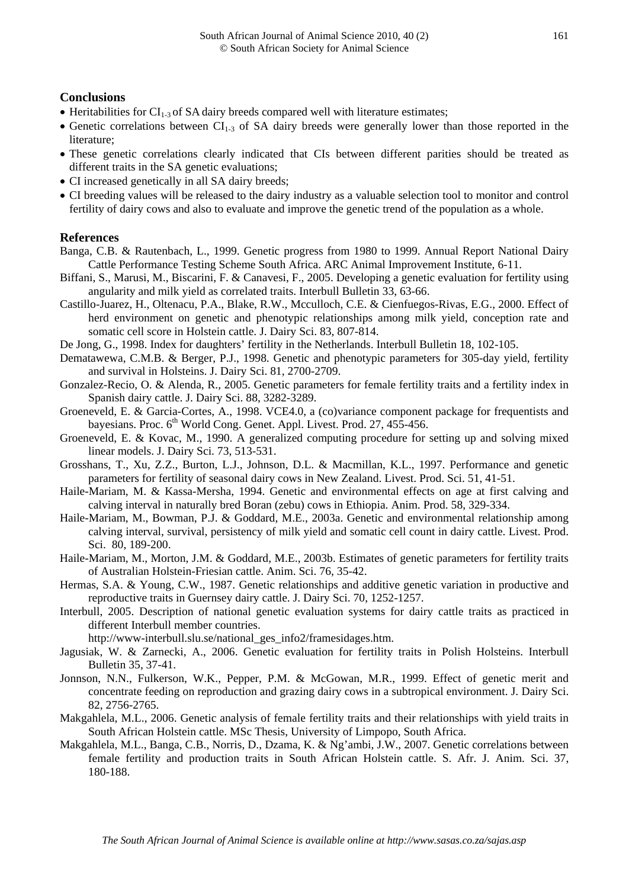## Conclusions

- Heritabilities for $CI_{1-3}$ of SA dairy breeds compared well with literature estimates;
- Genetic correlations between $CI_{1-3}$ of SA dairy breeds were generally lower than those reported in the literature;
- These genetic correlations clearly indicated that CIs between different parities should be treated as different traits in the SA genetic evaluations;
- CI increased genetically in all SA dairy breeds;
- CI breeding values will be released to the dairy industry as a valuable selection tool to monitor and control fertility of dairy cows and also to evaluate and improve the genetic trend of the population as a whole.

## References

Banga, C.B. & Rautenbach, L., 1999. Genetic progress from 1980 to 1999. Annual Report National Dairy Cattle Performance Testing Scheme South Africa. ARC Animal Improvement Institute, 6-11.

Biffani, S., Marusi, M., Biscarini, F. & Canavesi, F., 2005. Developing a genetic evaluation for fertility using angularity and milk yield as correlated traits. Interbull Bulletin 33, 63-66.

Castillo-Juarez, H., Oltenacu, P.A., Blake, R.W., Mcculloch, C.E. & Cienfuegos-Rivas, E.G., 2000. Effect of herd environment on genetic and phenotypic relationships among milk yield, conception rate and somatic cell score in Holstein cattle. J. Dairy Sci. 83, 807-814.

De Jong, G., 1998. Index for daughters' fertility in the Netherlands. Interbull Bulletin 18, 102-105.

Dematawewa, C.M.B. & Berger, P.J., 1998. Genetic and phenotypic parameters for 305-day yield, fertility and survival in Holsteins. J. Dairy Sci. 81, 2700-2709.

Gonzalez-Recio, O. & Alenda, R., 2005. Genetic parameters for female fertility traits and a fertility index in Spanish dairy cattle. J. Dairy Sci. 88, 3282-3289.

Groeneveld, E. & Garcia-Cortes, A., 1998. VCE4.0, a (co)variance component package for frequentists and bayesians. Proc. 6th World Cong. Genet. Appl. Livest. Prod. 27, 455-456.

Groeneveld, E. & Kovac, M., 1990. A generalized computing procedure for setting up and solving mixed linear models. J. Dairy Sci. 73, 513-531.

Grosshans, T., Xu, Z.Z., Burton, L.J., Johnson, D.L. & Macmillan, K.L., 1997. Performance and genetic parameters for fertility of seasonal dairy cows in New Zealand. Livest. Prod. Sci. 51, 41-51.

Haile-Mariam, M. & Kassa-Mersha, 1994. Genetic and environmental effects on age at first calving and calving interval in naturally bred Boran (zebu) cows in Ethiopia. Anim. Prod. 58, 329-334.

Haile-Mariam, M., Bowman, P.J. & Goddard, M.E., 2003a. Genetic and environmental relationship among calving interval, survival, persistency of milk yield and somatic cell count in dairy cattle. Livest. Prod. Sci. 80, 189-200.

Haile-Mariam, M., Morton, J.M. & Goddard, M.E., 2003b. Estimates of genetic parameters for fertility traits of Australian Holstein-Friesian cattle. Anim. Sci. 76, 35-42.

Hermas, S.A. & Young, C.W., 1987. Genetic relationships and additive genetic variation in productive and reproductive traits in Guernsey dairy cattle. J. Dairy Sci. 70, 1252-1257.

Interbull, 2005. Description of national genetic evaluation systems for dairy cattle traits as practiced in different Interbull member countries. http://www-interbull.slu.se/national_ges_info2/framesidages.htm.

Jagusiak, W. & Zarnecki, A., 2006. Genetic evaluation for fertility traits in Polish Holsteins. Interbull Bulletin 35, 37-41.

Jonnson, N.N., Fulkerson, W.K., Pepper, P.M. & McGowan, M.R., 1999. Effect of genetic merit and concentrate feeding on reproduction and grazing dairy cows in a subtropical environment. J. Dairy Sci. 82, 2756-2765.

Makgahlela, M.L., 2006. Genetic analysis of female fertility traits and their relationships with yield traits in South African Holstein cattle. MSc Thesis, University of Limpopo, South Africa.

Makgahlela, M.L., Banga, C.B., Norris, D., Dzama, K. & Ng'ambi, J.W., 2007. Genetic correlations between female fertility and production traits in South African Holstein cattle. S. Afr. J. Anim. Sci. 37, 180-188.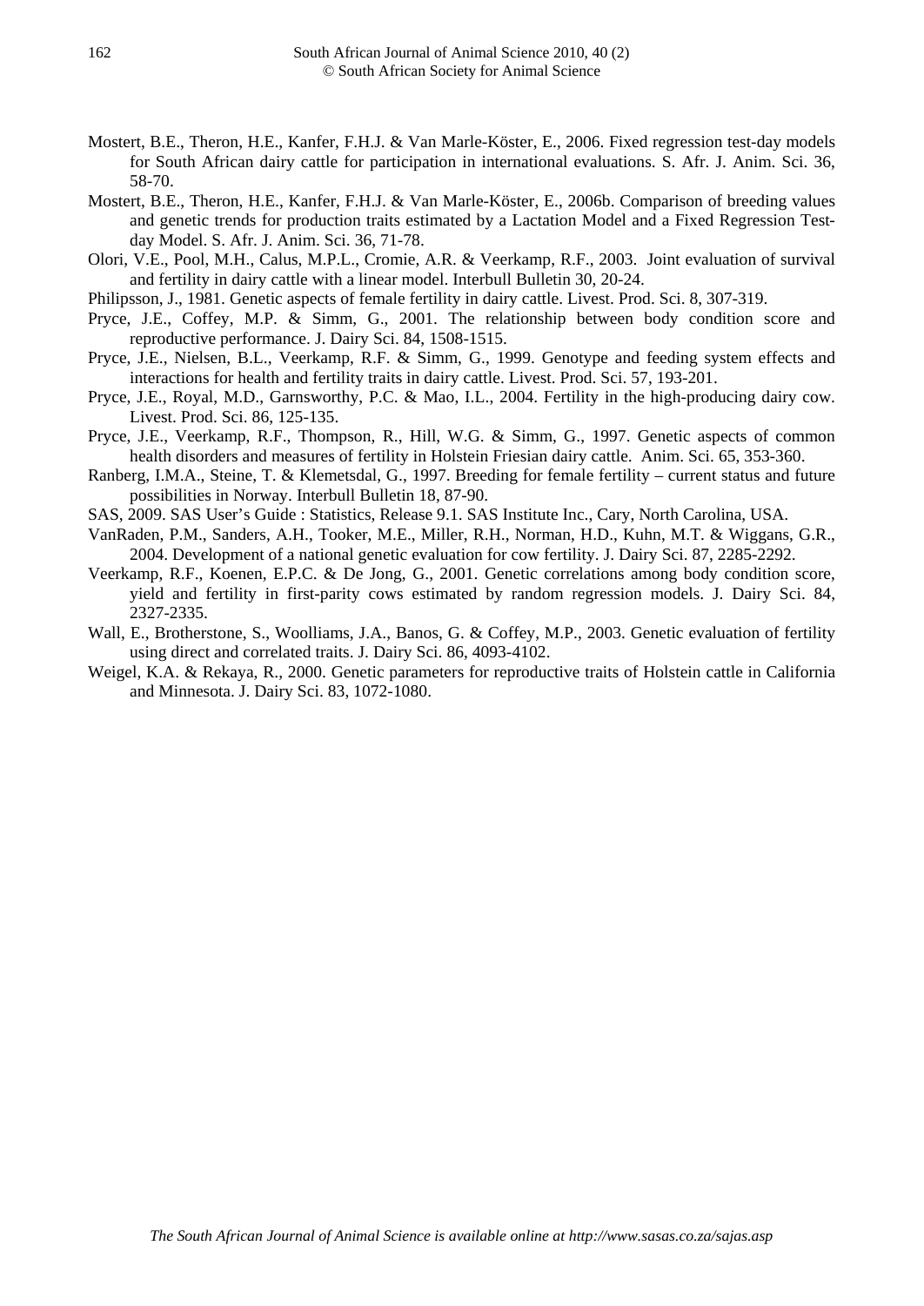Mostert, B.E., Theron, H.E., Kanfer, F.H.J. & Van Marle-Köster, E., 2006. Fixed regression test-day models for South African dairy cattle for participation in international evaluations. S. Afr. J. Anim. Sci. 36, 58-70.

Mostert, B.E., Theron, H.E., Kanfer, F.H.J. & Van Marle-Köster, E., 2006b. Comparison of breeding values and genetic trends for production traits estimated by a Lactation Model and a Fixed Regression Test-day Model. S. Afr. J. Anim. Sci. 36, 71-78.

Olori, V.E., Pool, M.H., Calus, M.P.L., Cromie, A.R. & Veerkamp, R.F., 2003. Joint evaluation of survival and fertility in dairy cattle with a linear model. Interbull Bulletin 30, 20-24.

Philipsson, J., 1981. Genetic aspects of female fertility in dairy cattle. Livest. Prod. Sci. 8, 307-319.

Pryce, J.E., Coffey, M.P. & Simm, G., 2001. The relationship between body condition score and reproductive performance. J. Dairy Sci. 84, 1508-1515.

Pryce, J.E., Nielsen, B.L., Veerkamp, R.F. & Simm, G., 1999. Genotype and feeding system effects and interactions for health and fertility traits in dairy cattle. Livest. Prod. Sci. 57, 193-201.

Pryce, J.E., Royal, M.D., Garnsworthy, P.C. & Mao, I.L., 2004. Fertility in the high-producing dairy cow. Livest. Prod. Sci. 86, 125-135.

Pryce, J.E., Veerkamp, R.F., Thompson, R., Hill, W.G. & Simm, G., 1997. Genetic aspects of common health disorders and measures of fertility in Holstein Friesian dairy cattle. Anim. Sci. 65, 353-360.

Ranberg, I.M.A., Steine, T. & Klemetsdal, G., 1997. Breeding for female fertility – current status and future possibilities in Norway. Interbull Bulletin 18, 87-90.

SAS, 2009. SAS User's Guide : Statistics, Release 9.1. SAS Institute Inc., Cary, North Carolina, USA.

VanRaden, P.M., Sanders, A.H., Tooker, M.E., Miller, R.H., Norman, H.D., Kuhn, M.T. & Wiggans, G.R., 2004. Development of a national genetic evaluation for cow fertility. J. Dairy Sci. 87, 2285-2292.

Veerkamp, R.F., Koenen, E.P.C. & De Jong, G., 2001. Genetic correlations among body condition score, yield and fertility in first-parity cows estimated by random regression models. J. Dairy Sci. 84, 2327-2335.

Wall, E., Brotherstone, S., Woolliams, J.A., Banos, G. & Coffey, M.P., 2003. Genetic evaluation of fertility using direct and correlated traits. J. Dairy Sci. 86, 4093-4102.

Weigel, K.A. & Rekaya, R., 2000. Genetic parameters for reproductive traits of Holstein cattle in California and Minnesota. J. Dairy Sci. 83, 1072-1080.